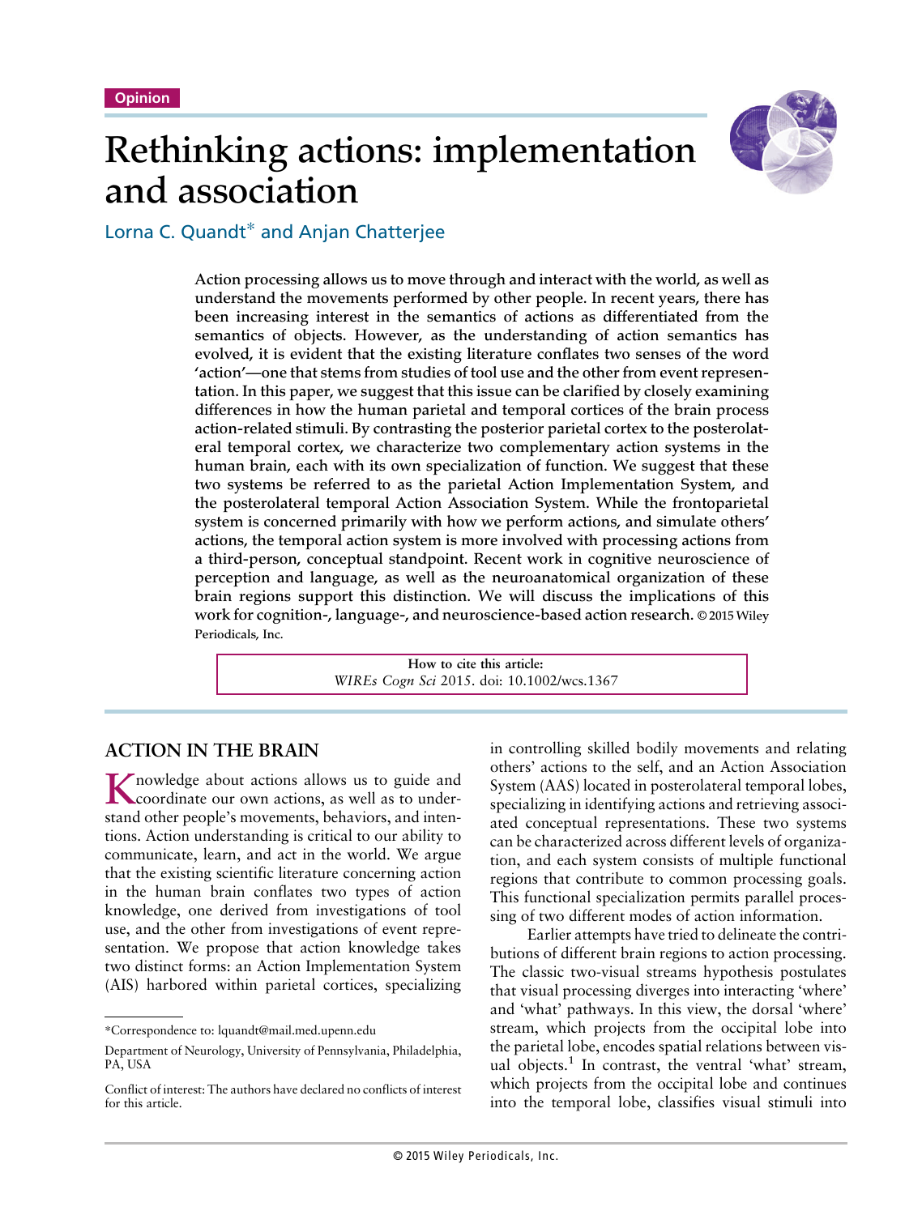Opinion

# Rethinking actions: implementation and association

Lorna C. Quandt* and Anjan Chatterjee

**Action processing allows us to move through and interact with the world, as well as understand the movements performed by other people. In recent years, there has been increasing interest in the semantics of actions as differentiated from the semantics of objects. However, as the understanding of action semantics has evolved, it is evident that the existing literature conflates two senses of the word 'action'—one that stems from studies of tool use and the other from event representation. In this paper, we suggest that this issue can be clarified by closely examining differences in how the human parietal and temporal cortices of the brain process action-related stimuli. By contrasting the posterior parietal cortex to the posterolateral temporal cortex, we characterize two complementary action systems in the human brain, each with its own specialization of function. We suggest that these two systems be referred to as the parietal Action Implementation System, and the posterolateral temporal Action Association System. While the frontoparietal system is concerned primarily with how we perform actions, and simulate others' actions, the temporal action system is more involved with processing actions from a third-person, conceptual standpoint. Recent work in cognitive neuroscience of perception and language, as well as the neuroanatomical organization of these brain regions support this distinction. We will discuss the implications of this work for cognition-, language-, and neuroscience-based action research.** © 2015 Wiley Periodicals, Inc.

How to cite this article:
*WIREs Cogn Sci* 2015. doi: 10.1002/wcs.1367

## ACTION IN THE BRAIN

Knowledge about actions allows us to guide and coordinate our own actions, as well as to understand other people's movements, behaviors, and intentions. Action understanding is critical to our ability to communicate, learn, and act in the world. We argue that the existing scientific literature concerning action in the human brain conflates two types of action knowledge, one derived from investigations of tool use, and the other from investigations of event representation. We propose that action knowledge takes two distinct forms: an Action Implementation System (AIS) harbored within parietal cortices, specializing in controlling skilled bodily movements and relating others' actions to the self, and an Action Association System (AAS) located in posterolateral temporal lobes, specializing in identifying actions and retrieving associated conceptual representations. These two systems can be characterized across different levels of organization, and each system consists of multiple functional regions that contribute to common processing goals. This functional specialization permits parallel processing of two different modes of action information.

Earlier attempts have tried to delineate the contributions of different brain regions to action processing. The classic two-visual streams hypothesis postulates that visual processing diverges into interacting 'where' and 'what' pathways. In this view, the dorsal 'where' stream, which projects from the occipital lobe into the parietal lobe, encodes spatial relations between visual objects.[1] In contrast, the ventral 'what' stream, which projects from the occipital lobe and continues into the temporal lobe, classifies visual stimuli into

*Correspondence to: lquandt@mail.med.upenn.edu

Department of Neurology, University of Pennsylvania, Philadelphia, PA, USA

Conflict of interest: The authors have declared no conflicts of interest for this article.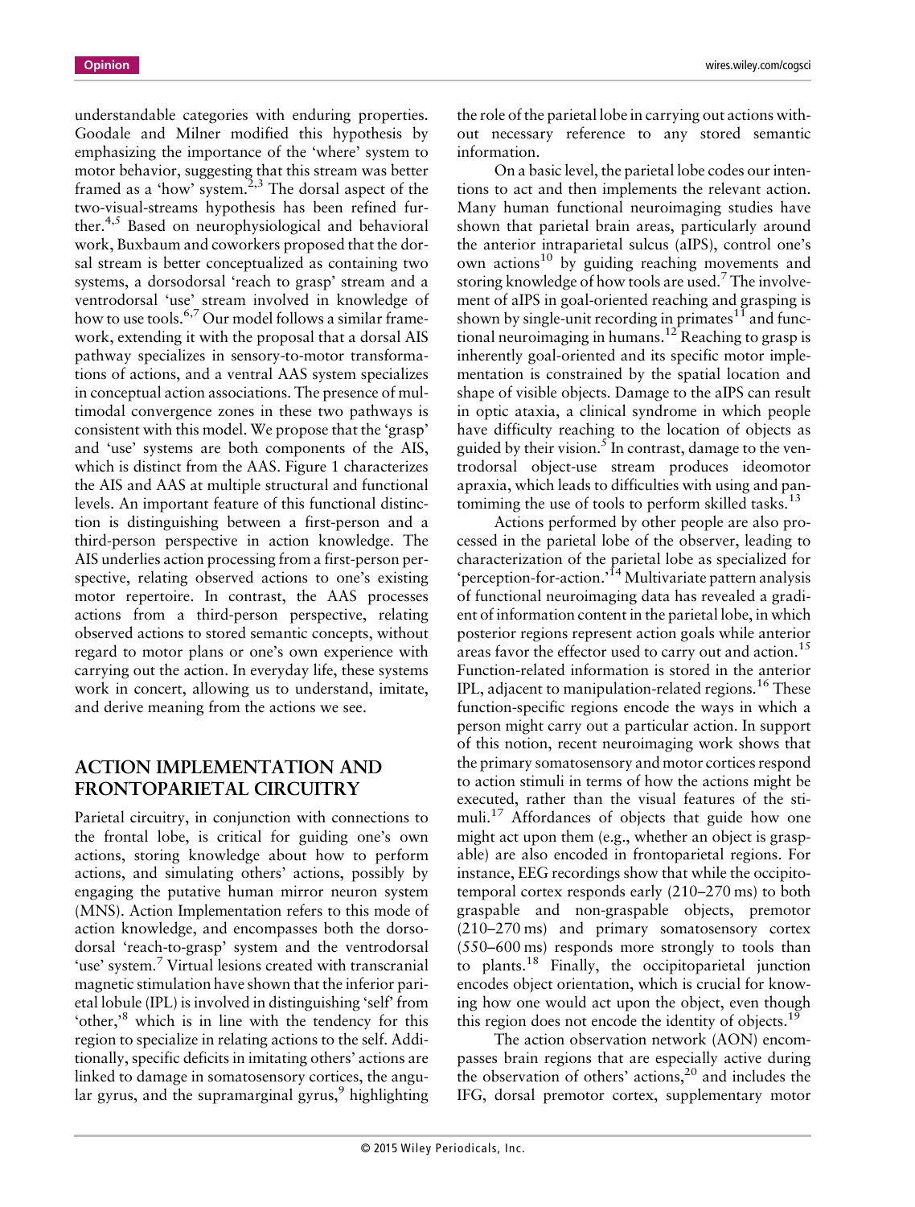understandable categories with enduring properties. Goodale and Milner modified this hypothesis by emphasizing the importance of the 'where' system to motor behavior, suggesting that this stream was better framed as a 'how' system.[2,3] The dorsal aspect of the two-visual-streams hypothesis has been refined further.[4,5] Based on neurophysiological and behavioral work, Buxbaum and coworkers proposed that the dorsal stream is better conceptualized as containing two systems, a dorsodorsal 'reach to grasp' stream and a ventrodorsal 'use' stream involved in knowledge of how to use tools.[6,7] Our model follows a similar framework, extending it with the proposal that a dorsal AIS pathway specializes in sensory-to-motor transformations of actions, and a ventral AAS system specializes in conceptual action associations. The presence of multimodal convergence zones in these two pathways is consistent with this model. We propose that the 'grasp' and 'use' systems are both components of the AIS, which is distinct from the AAS. Figure 1 characterizes the AIS and AAS at multiple structural and functional levels. An important feature of this functional distinction is distinguishing between a first-person and a third-person perspective in action knowledge. The AIS underlies action processing from a first-person perspective, relating observed actions to one's existing motor repertoire. In contrast, the AAS processes actions from a third-person perspective, relating observed actions to stored semantic concepts, without regard to motor plans or one's own experience with carrying out the action. In everyday life, these systems work in concert, allowing us to understand, imitate, and derive meaning from the actions we see.

## ACTION IMPLEMENTATION AND FRONTOPARIETAL CIRCUITRY

Parietal circuitry, in conjunction with connections to the frontal lobe, is critical for guiding one's own actions, storing knowledge about how to perform actions, and simulating others' actions, possibly by engaging the putative human mirror neuron system (MNS). Action Implementation refers to this mode of action knowledge, and encompasses both the dorsodorsal 'reach-to-grasp' system and the ventrodorsal 'use' system.[7] Virtual lesions created with transcranial magnetic stimulation have shown that the inferior parietal lobule (IPL) is involved in distinguishing 'self' from 'other,'[8] which is in line with the tendency for this region to specialize in relating actions to the self. Additionally, specific deficits in imitating others' actions are linked to damage in somatosensory cortices, the angular gyrus, and the supramarginal gyrus,[9] highlighting the role of the parietal lobe in carrying out actions without necessary reference to any stored semantic information.

On a basic level, the parietal lobe codes our intentions to act and then implements the relevant action. Many human functional neuroimaging studies have shown that parietal brain areas, particularly around the anterior intraparietal sulcus (aIPS), control one's own actions[10] by guiding reaching movements and storing knowledge of how tools are used.[7] The involvement of aIPS in goal-oriented reaching and grasping is shown by single-unit recording in primates[11] and functional neuroimaging in humans.[12] Reaching to grasp is inherently goal-oriented and its specific motor implementation is constrained by the spatial location and shape of visible objects. Damage to the aIPS can result in optic ataxia, a clinical syndrome in which people have difficulty reaching to the location of objects as guided by their vision.[5] In contrast, damage to the ventrodorsal object-use stream produces ideomotor apraxia, which leads to difficulties with using and pantomiming the use of tools to perform skilled tasks.[13]

Actions performed by other people are also processed in the parietal lobe of the observer, leading to characterization of the parietal lobe as specialized for 'perception-for-action.'[14] Multivariate pattern analysis of functional neuroimaging data has revealed a gradient of information content in the parietal lobe, in which posterior regions represent action goals while anterior areas favor the effector used to carry out and action.[15] Function-related information is stored in the anterior IPL, adjacent to manipulation-related regions.[16] These function-specific regions encode the ways in which a person might carry out a particular action. In support of this notion, recent neuroimaging work shows that the primary somatosensory and motor cortices respond to action stimuli in terms of how the actions might be executed, rather than the visual features of the stimuli.[17] Affordances of objects that guide how one might act upon them (e.g., whether an object is graspable) are also encoded in frontoparietal regions. For instance, EEG recordings show that while the occipitotemporal cortex responds early (210–270 ms) to both graspable and non-graspable objects, premotor (210–270 ms) and primary somatosensory cortex (550–600 ms) responds more strongly to tools than to plants.[18] Finally, the occipitoparietal junction encodes object orientation, which is crucial for knowing how one would act upon the object, even though this region does not encode the identity of objects.[19]

The action observation network (AON) encompasses brain regions that are especially active during the observation of others' actions,[20] and includes the IFG, dorsal premotor cortex, supplementary motor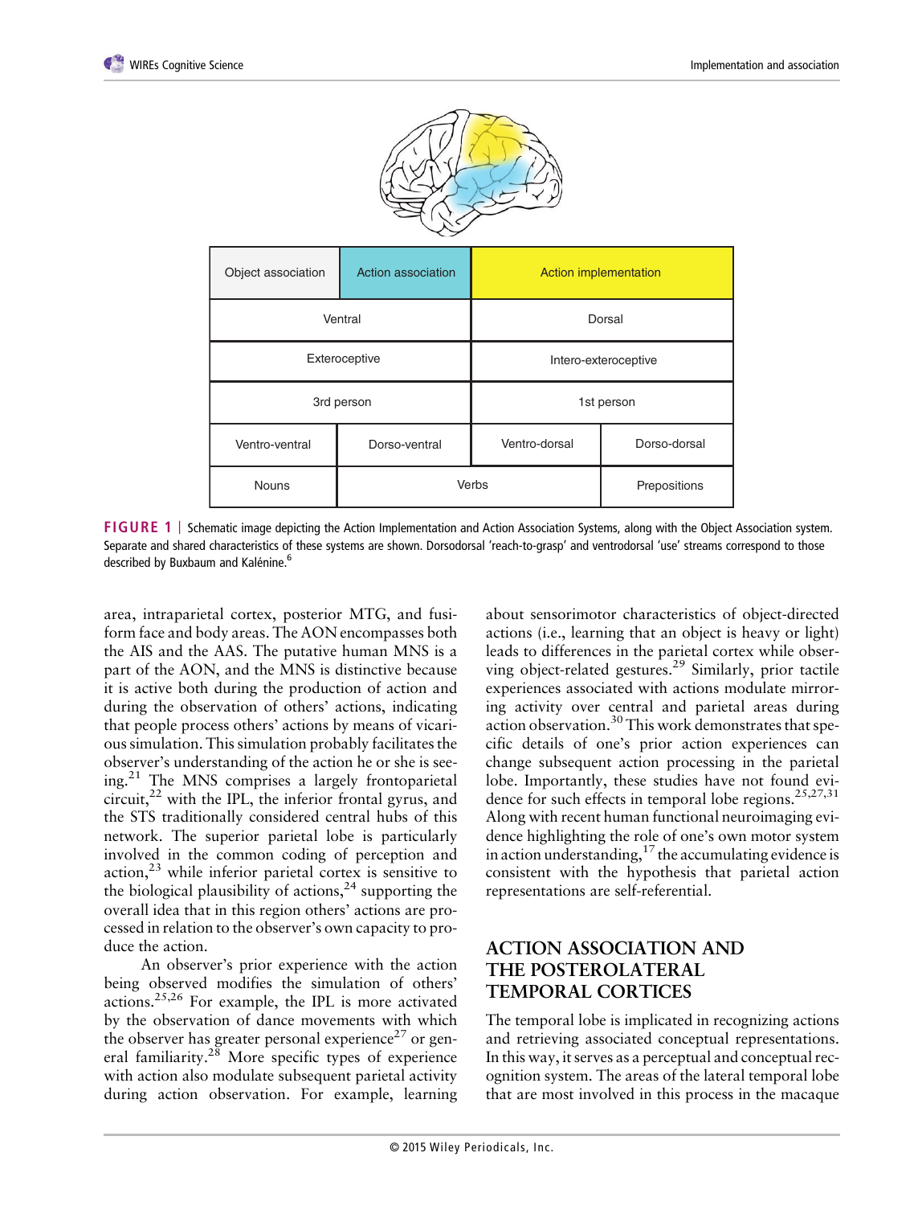| Object association | Action association | Action implementation | |
|---|---|---|---|
| Ventral | | Dorsal | |
| Exteroceptive | | Intero-exteroceptive | |
| 3rd person | | 1st person | |
| Ventro-ventral | Dorso-ventral | Ventro-dorsal | Dorso-dorsal |
| Nouns | Verbs | | Prepositions |

**FIGURE 1** | Schematic image depicting the Action Implementation and Action Association Systems, along with the Object Association system. Separate and shared characteristics of these systems are shown. Dorsodorsal 'reach-to-grasp' and ventrodorsal 'use' streams correspond to those described by Buxbaum and Kalénine.[6]

area, intraparietal cortex, posterior MTG, and fusiform face and body areas. The AON encompasses both the AIS and the AAS. The putative human MNS is a part of the AON, and the MNS is distinctive because it is active both during the production of action and during the observation of others' actions, indicating that people process others' actions by means of vicarious simulation. This simulation probably facilitates the observer's understanding of the action he or she is seeing.[21] The MNS comprises a largely frontoparietal circuit,[22] with the IPL, the inferior frontal gyrus, and the STS traditionally considered central hubs of this network. The superior parietal lobe is particularly involved in the common coding of perception and action,[23] while inferior parietal cortex is sensitive to the biological plausibility of actions,[24] supporting the overall idea that in this region others' actions are processed in relation to the observer's own capacity to produce the action.

An observer's prior experience with the action being observed modifies the simulation of others' actions.[25,26] For example, the IPL is more activated by the observation of dance movements with which the observer has greater personal experience[27] or general familiarity.[28] More specific types of experience with action also modulate subsequent parietal activity during action observation. For example, learning about sensorimotor characteristics of object-directed actions (i.e., learning that an object is heavy or light) leads to differences in the parietal cortex while observing object-related gestures.[29] Similarly, prior tactile experiences associated with actions modulate mirroring activity over central and parietal areas during action observation.[30] This work demonstrates that specific details of one's prior action experiences can change subsequent action processing in the parietal lobe. Importantly, these studies have not found evidence for such effects in temporal lobe regions.[25,27,31] Along with recent human functional neuroimaging evidence highlighting the role of one's own motor system in action understanding,[17] the accumulating evidence is consistent with the hypothesis that parietal action representations are self-referential.

## ACTION ASSOCIATION AND THE POSTEROLATERAL TEMPORAL CORTICES

The temporal lobe is implicated in recognizing actions and retrieving associated conceptual representations. In this way, it serves as a perceptual and conceptual recognition system. The areas of the lateral temporal lobe that are most involved in this process in the macaque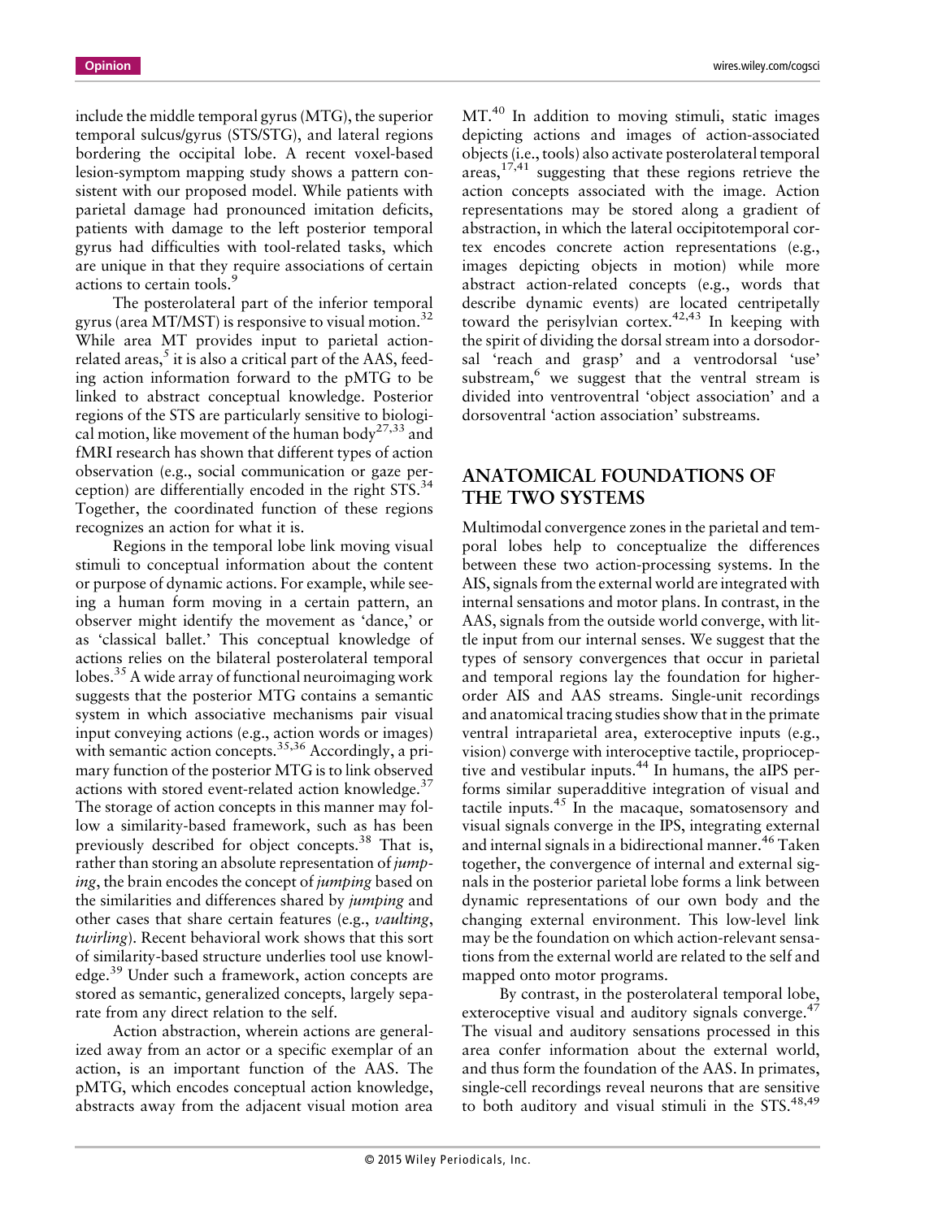include the middle temporal gyrus (MTG), the superior temporal sulcus/gyrus (STS/STG), and lateral regions bordering the occipital lobe. A recent voxel-based lesion-symptom mapping study shows a pattern consistent with our proposed model. While patients with parietal damage had pronounced imitation deficits, patients with damage to the left posterior temporal gyrus had difficulties with tool-related tasks, which are unique in that they require associations of certain actions to certain tools.[9]

The posterolateral part of the inferior temporal gyrus (area MT/MST) is responsive to visual motion.[32] While area MT provides input to parietal action-related areas,[5] it is also a critical part of the AAS, feeding action information forward to the pMTG to be linked to abstract conceptual knowledge. Posterior regions of the STS are particularly sensitive to biological motion, like movement of the human body[27,33] and fMRI research has shown that different types of action observation (e.g., social communication or gaze perception) are differentially encoded in the right STS.[34] Together, the coordinated function of these regions recognizes an action for what it is.

Regions in the temporal lobe link moving visual stimuli to conceptual information about the content or purpose of dynamic actions. For example, while seeing a human form moving in a certain pattern, an observer might identify the movement as 'dance,' or as 'classical ballet.' This conceptual knowledge of actions relies on the bilateral posterolateral temporal lobes.[35] A wide array of functional neuroimaging work suggests that the posterior MTG contains a semantic system in which associative mechanisms pair visual input conveying actions (e.g., action words or images) with semantic action concepts.[35,36] Accordingly, a primary function of the posterior MTG is to link observed actions with stored event-related action knowledge.[37] The storage of action concepts in this manner may follow a similarity-based framework, such as has been previously described for object concepts.[38] That is, rather than storing an absolute representation of *jumping*, the brain encodes the concept of *jumping* based on the similarities and differences shared by *jumping* and other cases that share certain features (e.g., *vaulting*, *twirling*). Recent behavioral work shows that this sort of similarity-based structure underlies tool use knowledge.[39] Under such a framework, action concepts are stored as semantic, generalized concepts, largely separate from any direct relation to the self.

Action abstraction, wherein actions are generalized away from an actor or a specific exemplar of an action, is an important function of the AAS. The pMTG, which encodes conceptual action knowledge, abstracts away from the adjacent visual motion area MT.[40] In addition to moving stimuli, static images depicting actions and images of action-associated objects (i.e., tools) also activate posterolateral temporal areas,[17,41] suggesting that these regions retrieve the action concepts associated with the image. Action representations may be stored along a gradient of abstraction, in which the lateral occipitotemporal cortex encodes concrete action representations (e.g., images depicting objects in motion) while more abstract action-related concepts (e.g., words that describe dynamic events) are located centripetally toward the perisylvian cortex.[42,43] In keeping with the spirit of dividing the dorsal stream into a dorsodorsal 'reach and grasp' and a ventrodorsal 'use' substream,[6] we suggest that the ventral stream is divided into ventroventral 'object association' and a dorsoventral 'action association' substreams.

## ANATOMICAL FOUNDATIONS OF THE TWO SYSTEMS

Multimodal convergence zones in the parietal and temporal lobes help to conceptualize the differences between these two action-processing systems. In the AIS, signals from the external world are integrated with internal sensations and motor plans. In contrast, in the AAS, signals from the outside world converge, with little input from our internal senses. We suggest that the types of sensory convergences that occur in parietal and temporal regions lay the foundation for higher-order AIS and AAS streams. Single-unit recordings and anatomical tracing studies show that in the primate ventral intraparietal area, exteroceptive inputs (e.g., vision) converge with interoceptive tactile, proprioceptive and vestibular inputs.[44] In humans, the aIPS performs similar superadditive integration of visual and tactile inputs.[45] In the macaque, somatosensory and visual signals converge in the IPS, integrating external and internal signals in a bidirectional manner.[46] Taken together, the convergence of internal and external signals in the posterior parietal lobe forms a link between dynamic representations of our own body and the changing external environment. This low-level link may be the foundation on which action-relevant sensations from the external world are related to the self and mapped onto motor programs.

By contrast, in the posterolateral temporal lobe, exteroceptive visual and auditory signals converge.[47] The visual and auditory sensations processed in this area confer information about the external world, and thus form the foundation of the AAS. In primates, single-cell recordings reveal neurons that are sensitive to both auditory and visual stimuli in the STS.[48,49]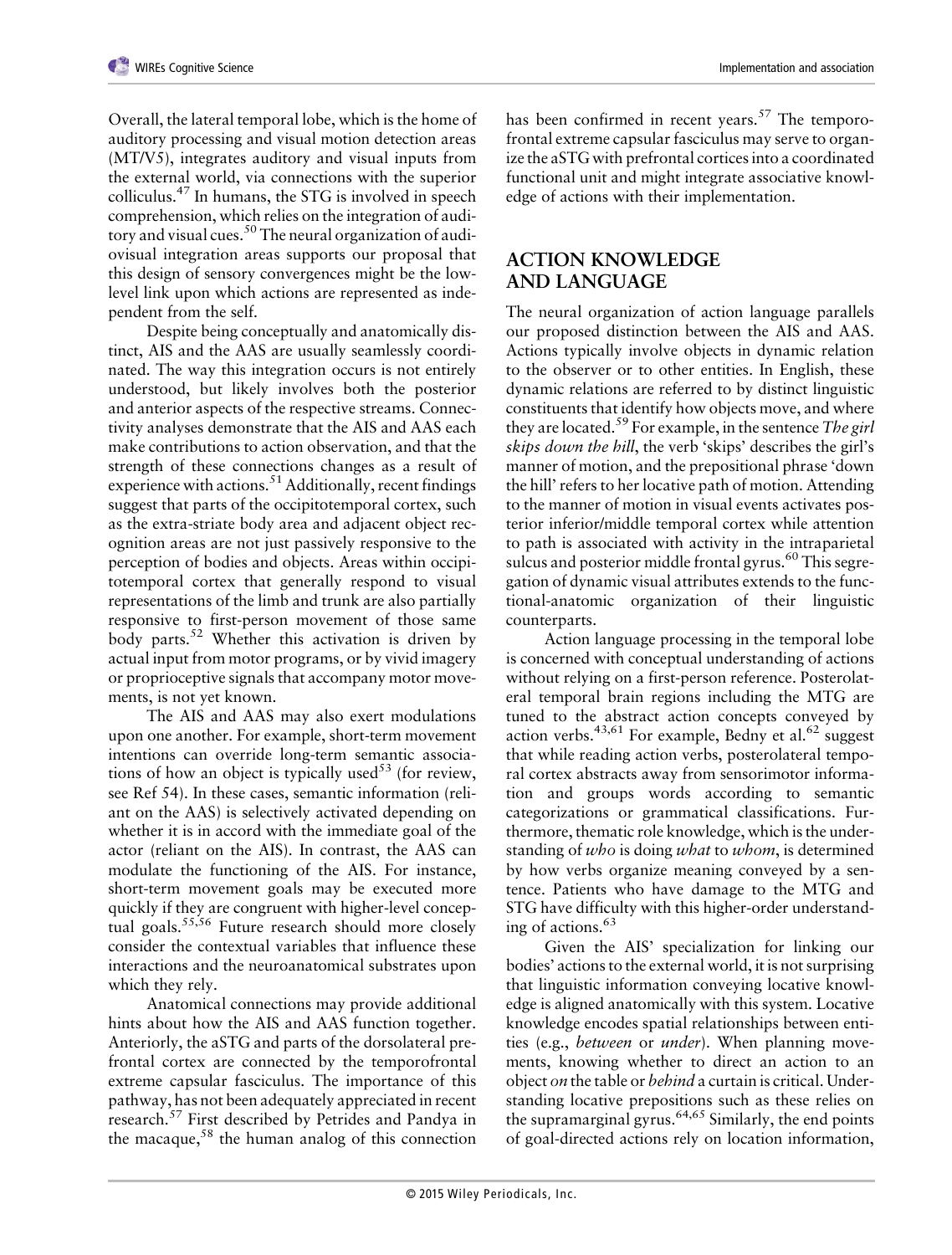Overall, the lateral temporal lobe, which is the home of auditory processing and visual motion detection areas (MT/V5), integrates auditory and visual inputs from the external world, via connections with the superior colliculus.[47] In humans, the STG is involved in speech comprehension, which relies on the integration of auditory and visual cues.[50] The neural organization of audiovisual integration areas supports our proposal that this design of sensory convergences might be the low-level link upon which actions are represented as independent from the self.

Despite being conceptually and anatomically distinct, AIS and the AAS are usually seamlessly coordinated. The way this integration occurs is not entirely understood, but likely involves both the posterior and anterior aspects of the respective streams. Connectivity analyses demonstrate that the AIS and AAS each make contributions to action observation, and that the strength of these connections changes as a result of experience with actions.[51] Additionally, recent findings suggest that parts of the occipitotemporal cortex, such as the extra-striate body area and adjacent object recognition areas are not just passively responsive to the perception of bodies and objects. Areas within occipitotemporal cortex that generally respond to visual representations of the limb and trunk are also partially responsive to first-person movement of those same body parts.[52] Whether this activation is driven by actual input from motor programs, or by vivid imagery or proprioceptive signals that accompany motor movements, is not yet known.

The AIS and AAS may also exert modulations upon one another. For example, short-term movement intentions can override long-term semantic associations of how an object is typically used[53] (for review, see Ref 54). In these cases, semantic information (reliant on the AAS) is selectively activated depending on whether it is in accord with the immediate goal of the actor (reliant on the AIS). In contrast, the AAS can modulate the functioning of the AIS. For instance, short-term movement goals may be executed more quickly if they are congruent with higher-level conceptual goals.[55,56] Future research should more closely consider the contextual variables that influence these interactions and the neuroanatomical substrates upon which they rely.

Anatomical connections may provide additional hints about how the AIS and AAS function together. Anteriorly, the aSTG and parts of the dorsolateral prefrontal cortex are connected by the temporofrontal extreme capsular fasciculus. The importance of this pathway, has not been adequately appreciated in recent research.[57] First described by Petrides and Pandya in the macaque,[58] the human analog of this connection has been confirmed in recent years.[57] The temporofrontal extreme capsular fasciculus may serve to organize the aSTG with prefrontal cortices into a coordinated functional unit and might integrate associative knowledge of actions with their implementation.

## ACTION KNOWLEDGE AND LANGUAGE

The neural organization of action language parallels our proposed distinction between the AIS and AAS. Actions typically involve objects in dynamic relation to the observer or to other entities. In English, these dynamic relations are referred to by distinct linguistic constituents that identify how objects move, and where they are located.[59] For example, in the sentence *The girl skips down the hill*, the verb 'skips' describes the girl's manner of motion, and the prepositional phrase 'down the hill' refers to her locative path of motion. Attending to the manner of motion in visual events activates posterior inferior/middle temporal cortex while attention to path is associated with activity in the intraparietal sulcus and posterior middle frontal gyrus.[60] This segregation of dynamic visual attributes extends to the functional-anatomic organization of their linguistic counterparts.

Action language processing in the temporal lobe is concerned with conceptual understanding of actions without relying on a first-person reference. Posterolateral temporal brain regions including the MTG are tuned to the abstract action concepts conveyed by action verbs.[43,61] For example, Bedny et al.[62] suggest that while reading action verbs, posterolateral temporal cortex abstracts away from sensorimotor information and groups words according to semantic categorizations or grammatical classifications. Furthermore, thematic role knowledge, which is the understanding of *who* is doing *what* to *whom*, is determined by how verbs organize meaning conveyed by a sentence. Patients who have damage to the MTG and STG have difficulty with this higher-order understanding of actions.[63]

Given the AIS' specialization for linking our bodies' actions to the external world, it is not surprising that linguistic information conveying locative knowledge is aligned anatomically with this system. Locative knowledge encodes spatial relationships between entities (e.g., *between* or *under*). When planning movements, knowing whether to direct an action to an object *on* the table or *behind* a curtain is critical. Understanding locative prepositions such as these relies on the supramarginal gyrus.[64,65] Similarly, the end points of goal-directed actions rely on location information,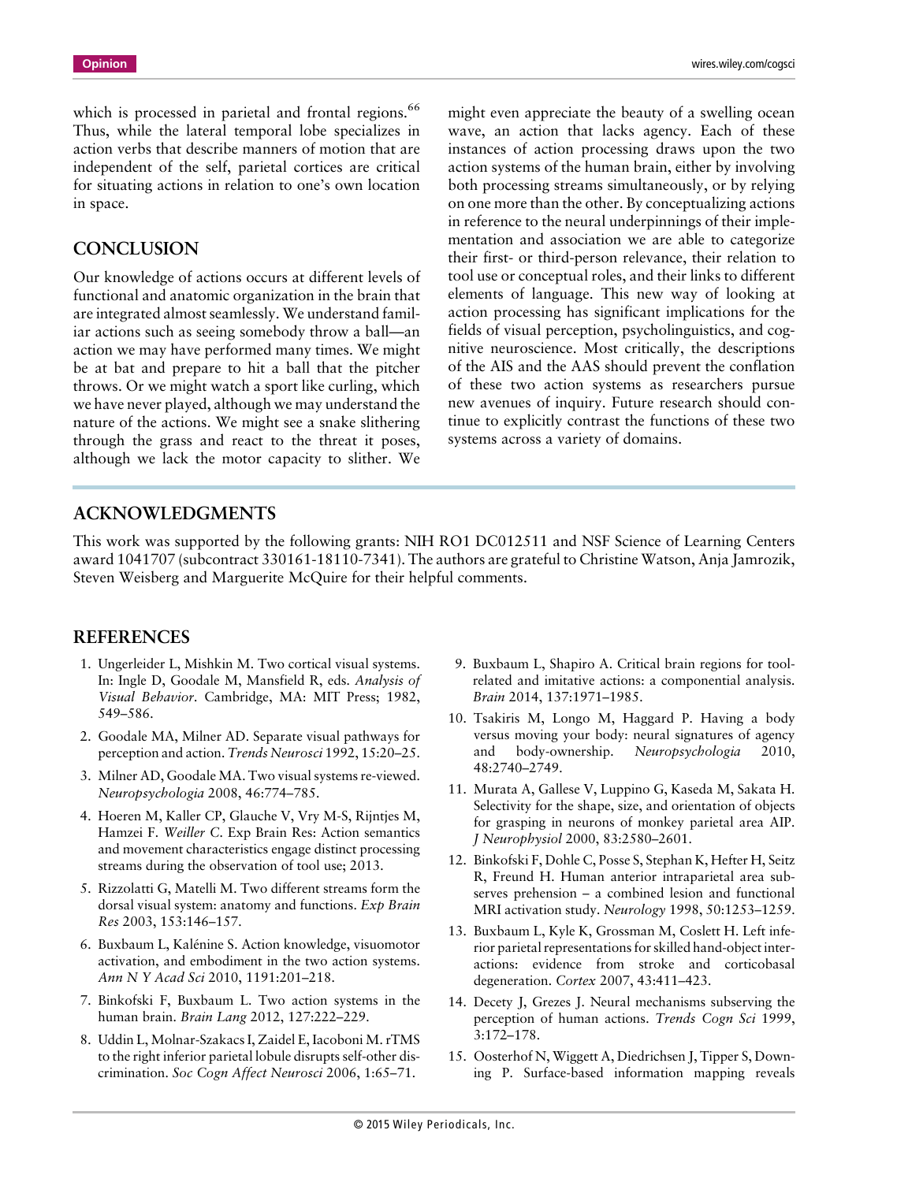which is processed in parietal and frontal regions.[66] Thus, while the lateral temporal lobe specializes in action verbs that describe manners of motion that are independent of the self, parietal cortices are critical for situating actions in relation to one's own location in space.

## CONCLUSION

Our knowledge of actions occurs at different levels of functional and anatomic organization in the brain that are integrated almost seamlessly. We understand familiar actions such as seeing somebody throw a ball—an action we may have performed many times. We might be at bat and prepare to hit a ball that the pitcher throws. Or we might watch a sport like curling, which we have never played, although we may understand the nature of the actions. We might see a snake slithering through the grass and react to the threat it poses, although we lack the motor capacity to slither. We might even appreciate the beauty of a swelling ocean wave, an action that lacks agency. Each of these instances of action processing draws upon the two action systems of the human brain, either by involving both processing streams simultaneously, or by relying on one more than the other. By conceptualizing actions in reference to the neural underpinnings of their implementation and association we are able to categorize their first- or third-person relevance, their relation to tool use or conceptual roles, and their links to different elements of language. This new way of looking at action processing has significant implications for the fields of visual perception, psycholinguistics, and cognitive neuroscience. Most critically, the descriptions of the AIS and the AAS should prevent the conflation of these two action systems as researchers pursue new avenues of inquiry. Future research should continue to explicitly contrast the functions of these two systems across a variety of domains.

## ACKNOWLEDGMENTS

This work was supported by the following grants: NIH RO1 DC012511 and NSF Science of Learning Centers award 1041707 (subcontract 330161-18110-7341). The authors are grateful to Christine Watson, Anja Jamrozik, Steven Weisberg and Marguerite McQuire for their helpful comments.

## REFERENCES

1. Ungerleider L, Mishkin M. Two cortical visual systems. In: Ingle D, Goodale M, Mansfield R, eds. *Analysis of Visual Behavior*. Cambridge, MA: MIT Press; 1982, 549–586.
2. Goodale MA, Milner AD. Separate visual pathways for perception and action. *Trends Neurosci* 1992, 15:20–25.
3. Milner AD, Goodale MA. Two visual systems re-viewed. *Neuropsychologia* 2008, 46:774–785.
4. Hoeren M, Kaller CP, Glauche V, Vry M-S, Rijntjes M, Hamzei F. *Weiller C*. Exp Brain Res: Action semantics and movement characteristics engage distinct processing streams during the observation of tool use; 2013.
5. Rizzolatti G, Matelli M. Two different streams form the dorsal visual system: anatomy and functions. *Exp Brain Res* 2003, 153:146–157.
6. Buxbaum L, Kalénine S. Action knowledge, visuomotor activation, and embodiment in the two action systems. *Ann N Y Acad Sci* 2010, 1191:201–218.
7. Binkofski F, Buxbaum L. Two action systems in the human brain. *Brain Lang* 2012, 127:222–229.
8. Uddin L, Molnar-Szakacs I, Zaidel E, Iacoboni M. rTMS to the right inferior parietal lobule disrupts self-other discrimination. *Soc Cogn Affect Neurosci* 2006, 1:65–71.
9. Buxbaum L, Shapiro A. Critical brain regions for tool-related and imitative actions: a componential analysis. *Brain* 2014, 137:1971–1985.
10. Tsakiris M, Longo M, Haggard P. Having a body versus moving your body: neural signatures of agency and body-ownership. *Neuropsychologia* 2010, 48:2740–2749.
11. Murata A, Gallese V, Luppino G, Kaseda M, Sakata H. Selectivity for the shape, size, and orientation of objects for grasping in neurons of monkey parietal area AIP. *J Neurophysiol* 2000, 83:2580–2601.
12. Binkofski F, Dohle C, Posse S, Stephan K, Hefter H, Seitz R, Freund H. Human anterior intraparietal area subserves prehension – a combined lesion and functional MRI activation study. *Neurology* 1998, 50:1253–1259.
13. Buxbaum L, Kyle K, Grossman M, Coslett H. Left inferior parietal representations for skilled hand-object interactions: evidence from stroke and corticobasal degeneration. *Cortex* 2007, 43:411–423.
14. Decety J, Grezes J. Neural mechanisms subserving the perception of human actions. *Trends Cogn Sci* 1999, 3:172–178.
15. Oosterhof N, Wiggett A, Diedrichsen J, Tipper S, Downing P. Surface-based information mapping reveals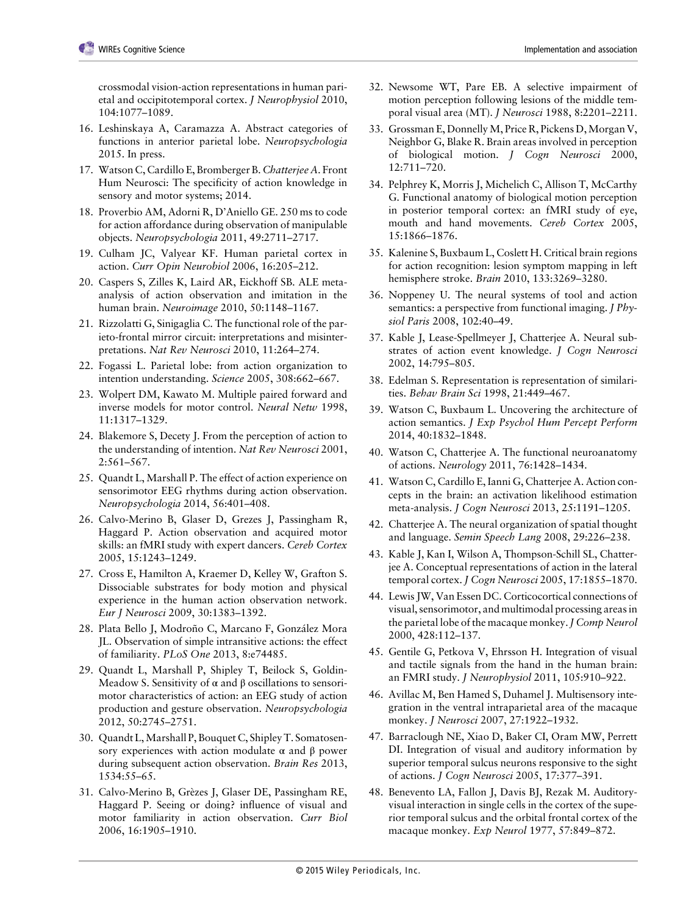crossmodal vision-action representations in human parietal and occipitotemporal cortex. *J Neurophysiol* 2010, 104:1077–1089.

16. Leshinskaya A, Caramazza A. Abstract categories of functions in anterior parietal lobe. *Neuropsychologia* 2015. In press.
17. Watson C, Cardillo E, Bromberger B. *Chatterjee A*. Front Hum Neurosci: The specificity of action knowledge in sensory and motor systems; 2014.
18. Proverbio AM, Adorni R, D'Aniello GE. 250 ms to code for action affordance during observation of manipulable objects. *Neuropsychologia* 2011, 49:2711–2717.
19. Culham JC, Valyear KF. Human parietal cortex in action. *Curr Opin Neurobiol* 2006, 16:205–212.
20. Caspers S, Zilles K, Laird AR, Eickhoff SB. ALE meta-analysis of action observation and imitation in the human brain. *Neuroimage* 2010, 50:1148–1167.
21. Rizzolatti G, Sinigaglia C. The functional role of the parieto-frontal mirror circuit: interpretations and misinterpretations. *Nat Rev Neurosci* 2010, 11:264–274.
22. Fogassi L. Parietal lobe: from action organization to intention understanding. *Science* 2005, 308:662–667.
23. Wolpert DM, Kawato M. Multiple paired forward and inverse models for motor control. *Neural Netw* 1998, 11:1317–1329.
24. Blakemore S, Decety J. From the perception of action to the understanding of intention. *Nat Rev Neurosci* 2001, 2:561–567.
25. Quandt L, Marshall P. The effect of action experience on sensorimotor EEG rhythms during action observation. *Neuropsychologia* 2014, 56:401–408.
26. Calvo-Merino B, Glaser D, Grezes J, Passingham R, Haggard P. Action observation and acquired motor skills: an fMRI study with expert dancers. *Cereb Cortex* 2005, 15:1243–1249.
27. Cross E, Hamilton A, Kraemer D, Kelley W, Grafton S. Dissociable substrates for body motion and physical experience in the human action observation network. *Eur J Neurosci* 2009, 30:1383–1392.
28. Plata Bello J, Modroño C, Marcano F, González Mora JL. Observation of simple intransitive actions: the effect of familiarity. *PLoS One* 2013, 8:e74485.
29. Quandt L, Marshall P, Shipley T, Beilock S, Goldin-Meadow S. Sensitivity of α and β oscillations to sensorimotor characteristics of action: an EEG study of action production and gesture observation. *Neuropsychologia* 2012, 50:2745–2751.
30. Quandt L, Marshall P, Bouquet C, Shipley T. Somatosensory experiences with action modulate α and β power during subsequent action observation. *Brain Res* 2013, 1534:55–65.
31. Calvo-Merino B, Grèzes J, Glaser DE, Passingham RE, Haggard P. Seeing or doing? influence of visual and motor familiarity in action observation. *Curr Biol* 2006, 16:1905–1910.
32. Newsome WT, Pare EB. A selective impairment of motion perception following lesions of the middle temporal visual area (MT). *J Neurosci* 1988, 8:2201–2211.
33. Grossman E, Donnelly M, Price R, Pickens D, Morgan V, Neighbor G, Blake R. Brain areas involved in perception of biological motion. *J Cogn Neurosci* 2000, 12:711–720.
34. Pelphrey K, Morris J, Michelich C, Allison T, McCarthy G. Functional anatomy of biological motion perception in posterior temporal cortex: an fMRI study of eye, mouth and hand movements. *Cereb Cortex* 2005, 15:1866–1876.
35. Kalenine S, Buxbaum L, Coslett H. Critical brain regions for action recognition: lesion symptom mapping in left hemisphere stroke. *Brain* 2010, 133:3269–3280.
36. Noppeney U. The neural systems of tool and action semantics: a perspective from functional imaging. *J Physiol Paris* 2008, 102:40–49.
37. Kable J, Lease-Spellmeyer J, Chatterjee A. Neural substrates of action event knowledge. *J Cogn Neurosci* 2002, 14:795–805.
38. Edelman S. Representation is representation of similarities. *Behav Brain Sci* 1998, 21:449–467.
39. Watson C, Buxbaum L. Uncovering the architecture of action semantics. *J Exp Psychol Hum Percept Perform* 2014, 40:1832–1848.
40. Watson C, Chatterjee A. The functional neuroanatomy of actions. *Neurology* 2011, 76:1428–1434.
41. Watson C, Cardillo E, Ianni G, Chatterjee A. Action concepts in the brain: an activation likelihood estimation meta-analysis. *J Cogn Neurosci* 2013, 25:1191–1205.
42. Chatterjee A. The neural organization of spatial thought and language. *Semin Speech Lang* 2008, 29:226–238.
43. Kable J, Kan I, Wilson A, Thompson-Schill SL, Chatterjee A. Conceptual representations of action in the lateral temporal cortex. *J Cogn Neurosci* 2005, 17:1855–1870.
44. Lewis JW, Van Essen DC. Corticocortical connections of visual, sensorimotor, and multimodal processing areas in the parietal lobe of the macaque monkey. *J Comp Neurol* 2000, 428:112–137.
45. Gentile G, Petkova V, Ehrsson H. Integration of visual and tactile signals from the hand in the human brain: an FMRI study. *J Neurophysiol* 2011, 105:910–922.
46. Avillac M, Ben Hamed S, Duhamel J. Multisensory integration in the ventral intraparietal area of the macaque monkey. *J Neurosci* 2007, 27:1922–1932.
47. Barraclough NE, Xiao D, Baker CI, Oram MW, Perrett DI. Integration of visual and auditory information by superior temporal sulcus neurons responsive to the sight of actions. *J Cogn Neurosci* 2005, 17:377–391.
48. Benevento LA, Fallon J, Davis BJ, Rezak M. Auditory-visual interaction in single cells in the cortex of the superior temporal sulcus and the orbital frontal cortex of the macaque monkey. *Exp Neurol* 1977, 57:849–872.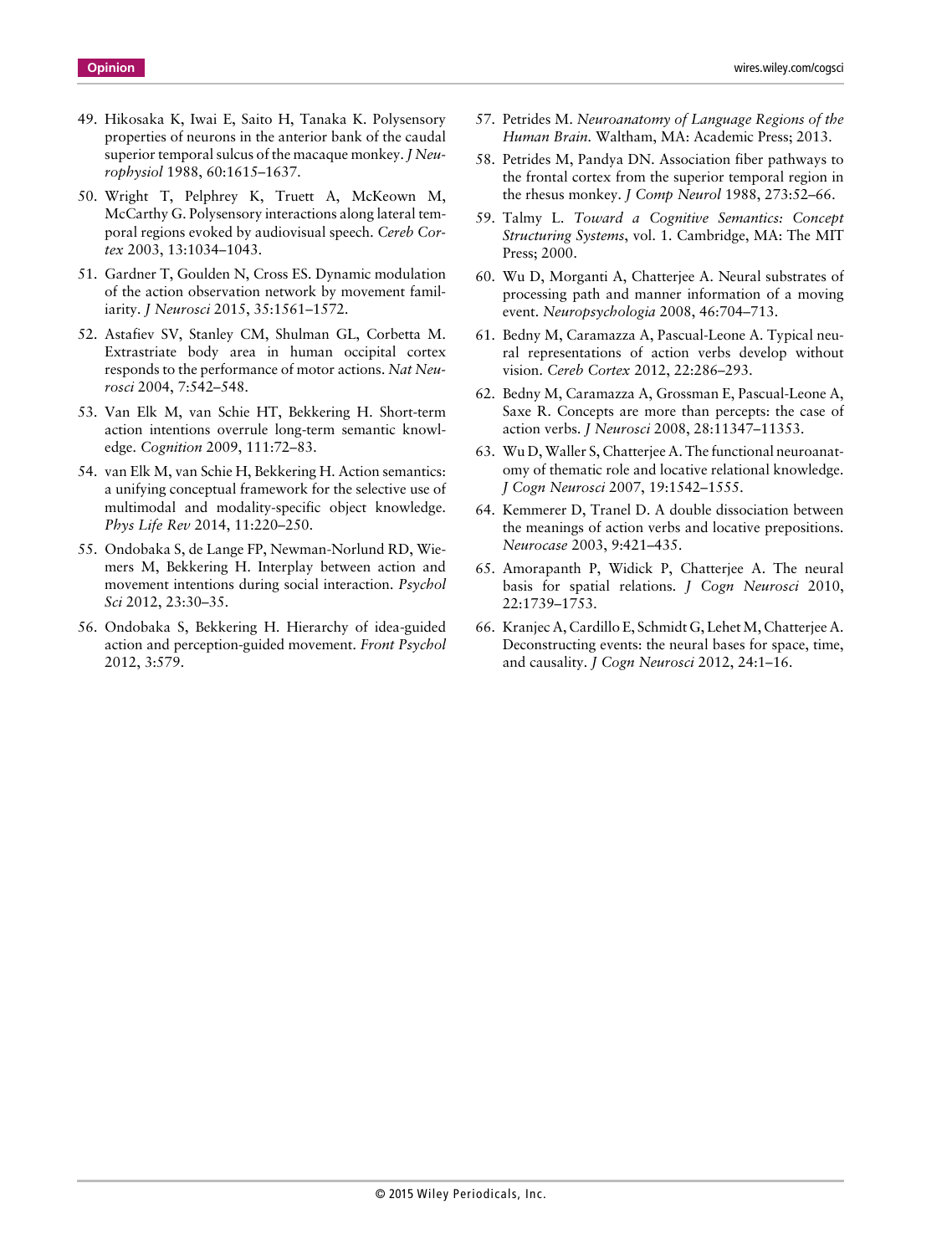49. Hikosaka K, Iwai E, Saito H, Tanaka K. Polysensory properties of neurons in the anterior bank of the caudal superior temporal sulcus of the macaque monkey. *J Neurophysiol* 1988, 60:1615–1637.
50. Wright T, Pelphrey K, Truett A, McKeown M, McCarthy G. Polysensory interactions along lateral temporal regions evoked by audiovisual speech. *Cereb Cortex* 2003, 13:1034–1043.
51. Gardner T, Goulden N, Cross ES. Dynamic modulation of the action observation network by movement familiarity. *J Neurosci* 2015, 35:1561–1572.
52. Astafiev SV, Stanley CM, Shulman GL, Corbetta M. Extrastriate body area in human occipital cortex responds to the performance of motor actions. *Nat Neurosci* 2004, 7:542–548.
53. Van Elk M, van Schie HT, Bekkering H. Short-term action intentions overrule long-term semantic knowledge. *Cognition* 2009, 111:72–83.
54. van Elk M, van Schie H, Bekkering H. Action semantics: a unifying conceptual framework for the selective use of multimodal and modality-specific object knowledge. *Phys Life Rev* 2014, 11:220–250.
55. Ondobaka S, de Lange FP, Newman-Norlund RD, Wiemers M, Bekkering H. Interplay between action and movement intentions during social interaction. *Psychol Sci* 2012, 23:30–35.
56. Ondobaka S, Bekkering H. Hierarchy of idea-guided action and perception-guided movement. *Front Psychol* 2012, 3:579.
57. Petrides M. *Neuroanatomy of Language Regions of the Human Brain*. Waltham, MA: Academic Press; 2013.
58. Petrides M, Pandya DN. Association fiber pathways to the frontal cortex from the superior temporal region in the rhesus monkey. *J Comp Neurol* 1988, 273:52–66.
59. Talmy L. *Toward a Cognitive Semantics: Concept Structuring Systems*, vol. 1. Cambridge, MA: The MIT Press; 2000.
60. Wu D, Morganti A, Chatterjee A. Neural substrates of processing path and manner information of a moving event. *Neuropsychologia* 2008, 46:704–713.
61. Bedny M, Caramazza A, Pascual-Leone A. Typical neural representations of action verbs develop without vision. *Cereb Cortex* 2012, 22:286–293.
62. Bedny M, Caramazza A, Grossman E, Pascual-Leone A, Saxe R. Concepts are more than percepts: the case of action verbs. *J Neurosci* 2008, 28:11347–11353.
63. Wu D, Waller S, Chatterjee A. The functional neuroanatomy of thematic role and locative relational knowledge. *J Cogn Neurosci* 2007, 19:1542–1555.
64. Kemmerer D, Tranel D. A double dissociation between the meanings of action verbs and locative prepositions. *Neurocase* 2003, 9:421–435.
65. Amorapanth P, Widick P, Chatterjee A. The neural basis for spatial relations. *J Cogn Neurosci* 2010, 22:1739–1753.
66. Kranjec A, Cardillo E, Schmidt G, Lehet M, Chatterjee A. Deconstructing events: the neural bases for space, time, and causality. *J Cogn Neurosci* 2012, 24:1–16.

© 2015 Wiley Periodicals, Inc.